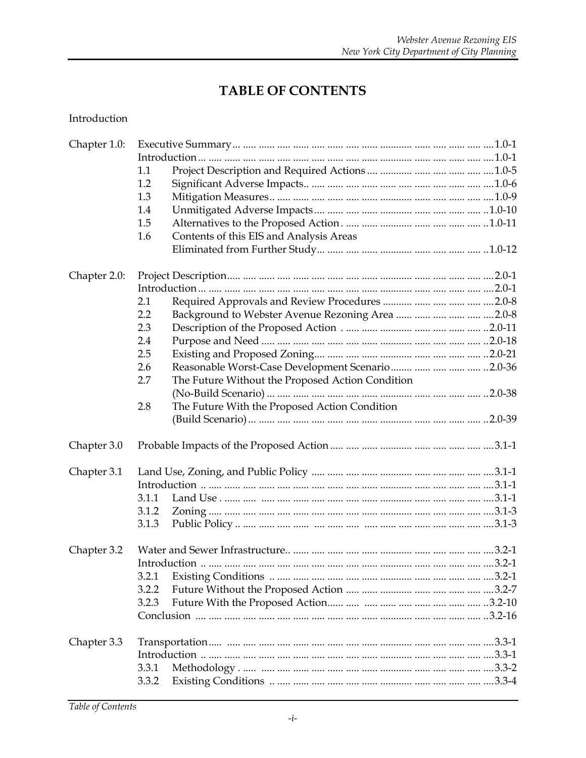# TABLE OF CONTENTS

Introduction

| | | | |
|---|---|---|---|
| Chapter 1.0: | | Executive Summary | 1.0-1 |
| | | Introduction | 1.0-1 |
| | 1.1 | Project Description and Required Actions | 1.0-5 |
| | 1.2 | Significant Adverse Impacts | 1.0-6 |
| | 1.3 | Mitigation Measures | 1.0-9 |
| | 1.4 | Unmitigated Adverse Impacts | 1.0-10 |
| | 1.5 | Alternatives to the Proposed Action | 1.0-11 |
| | 1.6 | Contents of this EIS and Analysis Areas Eliminated from Further Study | 1.0-12 |
| Chapter 2.0: | | Project Description | 2.0-1 |
| | | Introduction | 2.0-1 |
| | 2.1 | Required Approvals and Review Procedures | 2.0-8 |
| | 2.2 | Background to Webster Avenue Rezoning Area | 2.0-8 |
| | 2.3 | Description of the Proposed Action | 2.0-11 |
| | 2.4 | Purpose and Need | 2.0-18 |
| | 2.5 | Existing and Proposed Zoning | 2.0-21 |
| | 2.6 | Reasonable Worst-Case Development Scenario | 2.0-36 |
| | 2.7 | The Future Without the Proposed Action Condition (No-Build Scenario) | 2.0-38 |
| | 2.8 | The Future With the Proposed Action Condition (Build Scenario) | 2.0-39 |
| Chapter 3.0 | | Probable Impacts of the Proposed Action | 3.1-1 |
| Chapter 3.1 | | Land Use, Zoning, and Public Policy | 3.1-1 |
| | | Introduction | 3.1-1 |
| | 3.1.1 | Land Use | 3.1-1 |
| | 3.1.2 | Zoning | 3.1-3 |
| | 3.1.3 | Public Policy | 3.1-3 |
| Chapter 3.2 | | Water and Sewer Infrastructure | 3.2-1 |
| | | Introduction | 3.2-1 |
| | 3.2.1 | Existing Conditions | 3.2-1 |
| | 3.2.2 | Future Without the Proposed Action | 3.2-7 |
| | 3.2.3 | Future With the Proposed Action | 3.2-10 |
| | | Conclusion | 3.2-16 |
| Chapter 3.3 | | Transportation | 3.3-1 |
| | | Introduction | 3.3-1 |
| | 3.3.1 | Methodology | 3.3-2 |
| | 3.3.2 | Existing Conditions | 3.3-4 |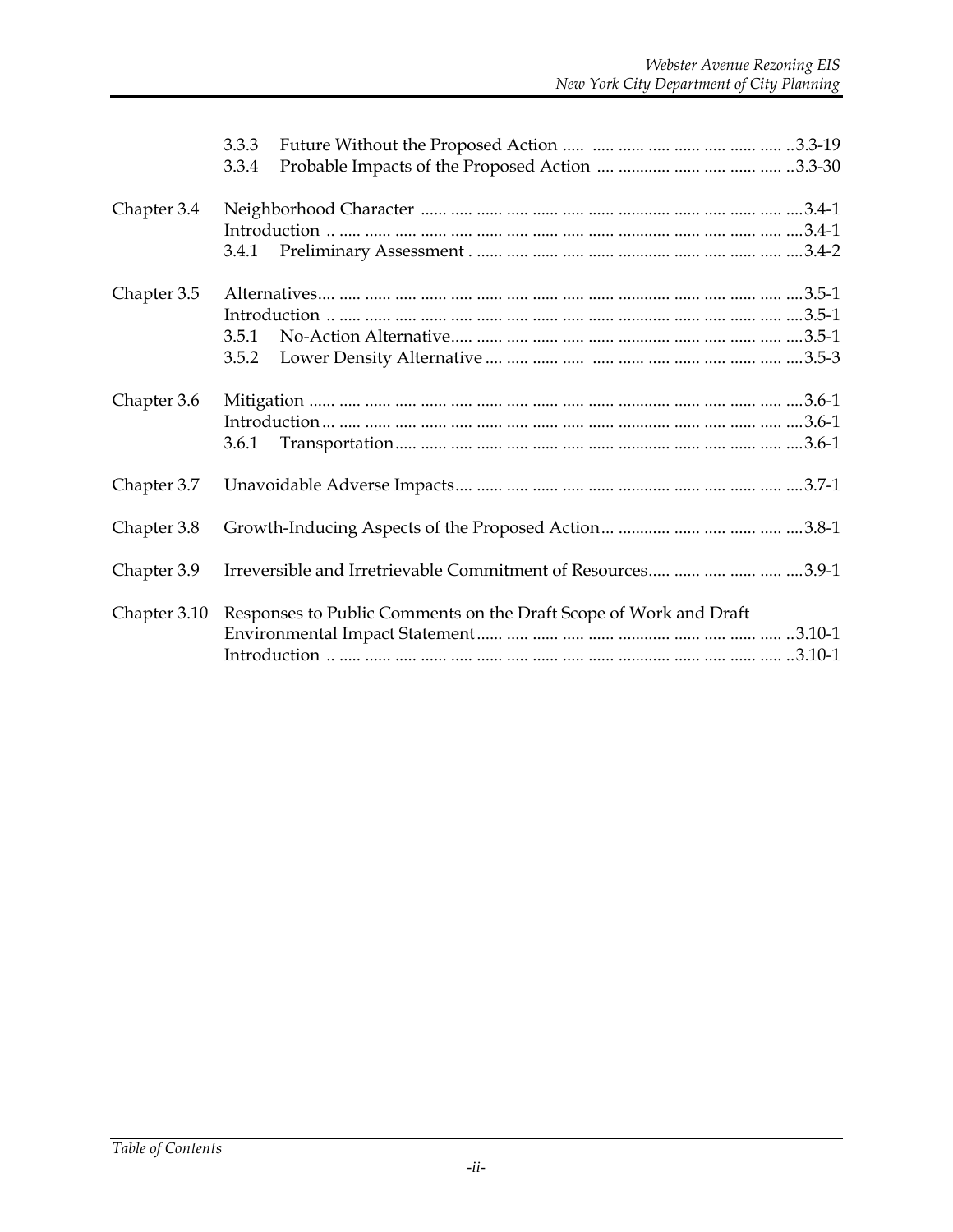| | | |
|---|---|---|
| | 3.3.3 Future Without the Proposed Action | 3.3-19 |
| | 3.3.4 Probable Impacts of the Proposed Action | 3.3-30 |
| Chapter 3.4 | Neighborhood Character | 3.4-1 |
| | Introduction | 3.4-1 |
| | 3.4.1 Preliminary Assessment | 3.4-2 |
| Chapter 3.5 | Alternatives | 3.5-1 |
| | Introduction | 3.5-1 |
| | 3.5.1 No-Action Alternative | 3.5-1 |
| | 3.5.2 Lower Density Alternative | 3.5-3 |
| Chapter 3.6 | Mitigation | 3.6-1 |
| | Introduction | 3.6-1 |
| | 3.6.1 Transportation | 3.6-1 |
| Chapter 3.7 | Unavoidable Adverse Impacts | 3.7-1 |
| Chapter 3.8 | Growth-Inducing Aspects of the Proposed Action | 3.8-1 |
| Chapter 3.9 | Irreversible and Irretrievable Commitment of Resources | 3.9-1 |
| Chapter 3.10 | Responses to Public Comments on the Draft Scope of Work and Draft Environmental Impact Statement | 3.10-1 |
| | Introduction | 3.10-1 |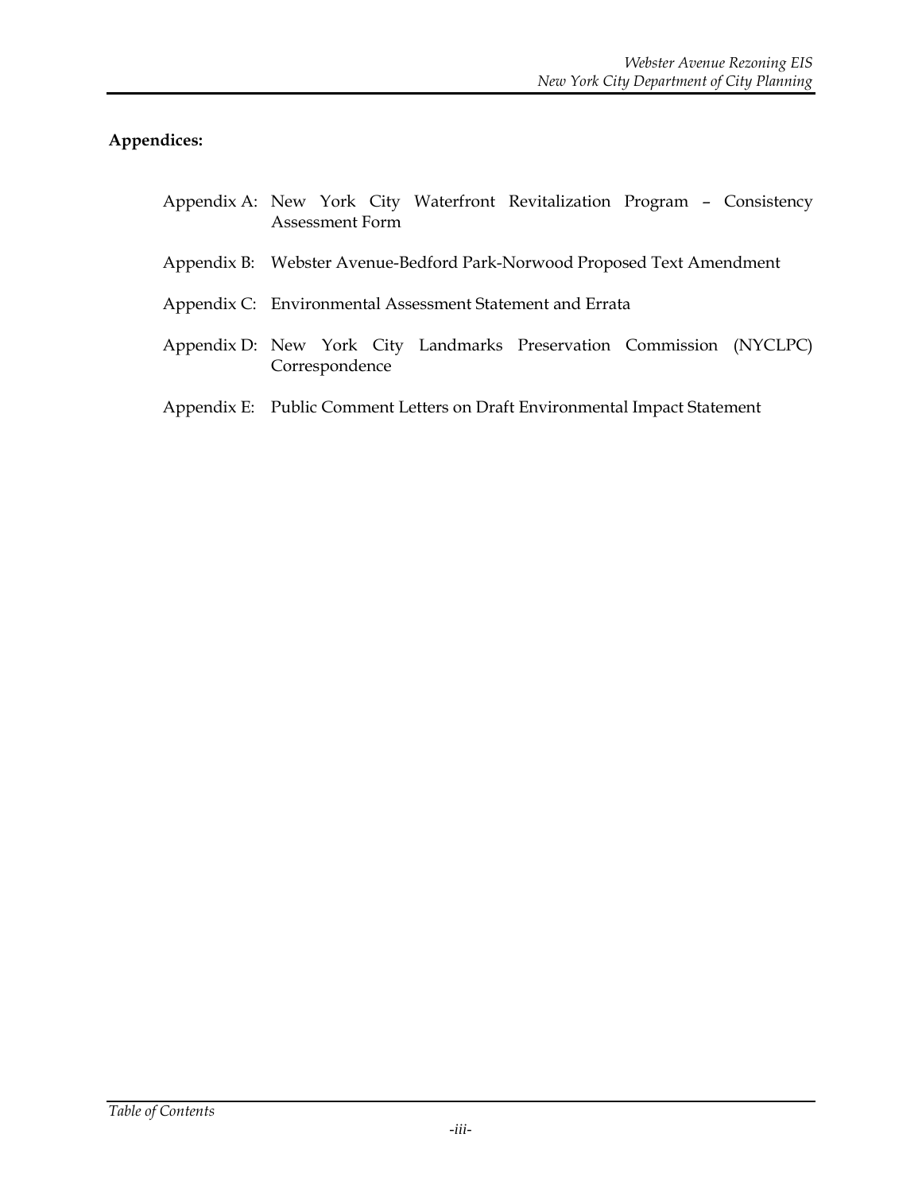**Appendices:**

Appendix A: New York City Waterfront Revitalization Program – Consistency Assessment Form

Appendix B: Webster Avenue-Bedford Park-Norwood Proposed Text Amendment

Appendix C: Environmental Assessment Statement and Errata

Appendix D: New York City Landmarks Preservation Commission (NYCLPC) Correspondence

Appendix E: Public Comment Letters on Draft Environmental Impact Statement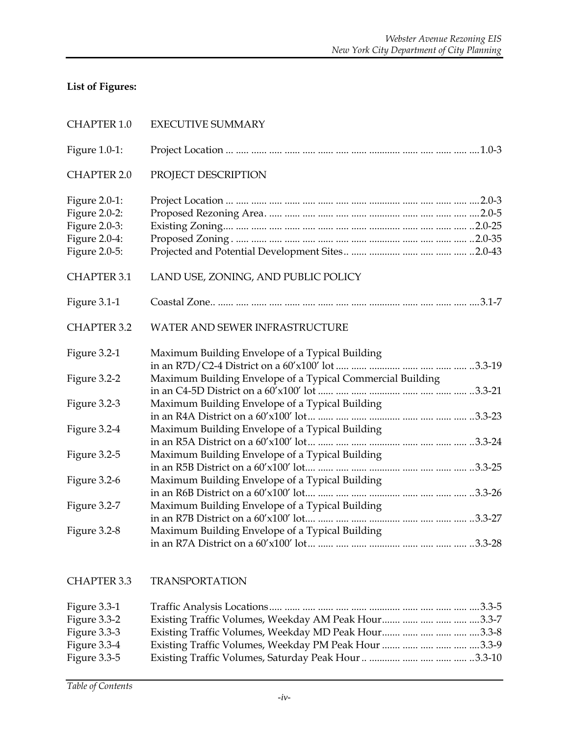**List of Figures:**

| | | |
|---|---|---|
| CHAPTER 1.0 | EXECUTIVE SUMMARY | |
| Figure 1.0-1: | Project Location | 1.0-3 |
| CHAPTER 2.0 | PROJECT DESCRIPTION | |
| Figure 2.0-1: | Project Location | 2.0-3 |
| Figure 2.0-2: | Proposed Rezoning Area | 2.0-5 |
| Figure 2.0-3: | Existing Zoning | 2.0-25 |
| Figure 2.0-4: | Proposed Zoning | 2.0-35 |
| Figure 2.0-5: | Projected and Potential Development Sites | 2.0-43 |
| CHAPTER 3.1 | LAND USE, ZONING, AND PUBLIC POLICY | |
| Figure 3.1-1 | Coastal Zone | 3.1-7 |
| CHAPTER 3.2 | WATER AND SEWER INFRASTRUCTURE | |
| Figure 3.2-1 | Maximum Building Envelope of a Typical Building in an R7D/C2-4 District on a 60'x100' lot | 3.3-19 |
| Figure 3.2-2 | Maximum Building Envelope of a Typical Commercial Building in an C4-5D District on a 60'x100' lot | 3.3-21 |
| Figure 3.2-3 | Maximum Building Envelope of a Typical Building in an R4A District on a 60'x100' lot | 3.3-23 |
| Figure 3.2-4 | Maximum Building Envelope of a Typical Building in an R5A District on a 60'x100' lot | 3.3-24 |
| Figure 3.2-5 | Maximum Building Envelope of a Typical Building in an R5B District on a 60'x100' lot | 3.3-25 |
| Figure 3.2-6 | Maximum Building Envelope of a Typical Building in an R6B District on a 60'x100' lot | 3.3-26 |
| Figure 3.2-7 | Maximum Building Envelope of a Typical Building in an R7B District on a 60'x100' lot | 3.3-27 |
| Figure 3.2-8 | Maximum Building Envelope of a Typical Building in an R7A District on a 60'x100' lot | 3.3-28 |
| CHAPTER 3.3 | TRANSPORTATION | |
| Figure 3.3-1 | Traffic Analysis Locations | 3.3-5 |
| Figure 3.3-2 | Existing Traffic Volumes, Weekday AM Peak Hour | 3.3-7 |
| Figure 3.3-3 | Existing Traffic Volumes, Weekday MD Peak Hour | 3.3-8 |
| Figure 3.3-4 | Existing Traffic Volumes, Weekday PM Peak Hour | 3.3-9 |
| Figure 3.3-5 | Existing Traffic Volumes, Saturday Peak Hour | 3.3-10 |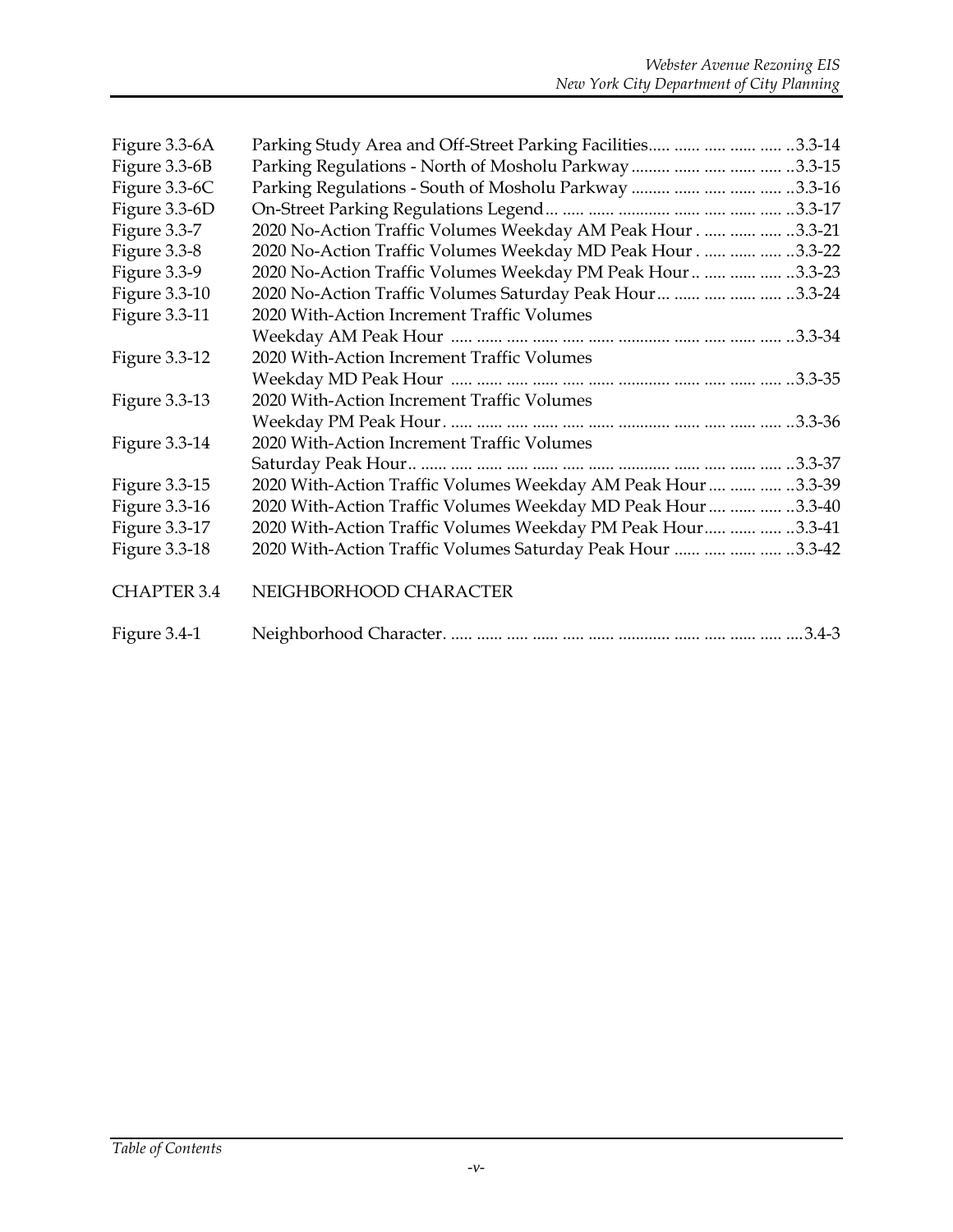| | | |
|---|---|---|
| Figure 3.3-6A | Parking Study Area and Off-Street Parking Facilities | 3.3-14 |
| Figure 3.3-6B | Parking Regulations - North of Mosholu Parkway | 3.3-15 |
| Figure 3.3-6C | Parking Regulations - South of Mosholu Parkway | 3.3-16 |
| Figure 3.3-6D | On-Street Parking Regulations Legend | 3.3-17 |
| Figure 3.3-7 | 2020 No-Action Traffic Volumes Weekday AM Peak Hour | 3.3-21 |
| Figure 3.3-8 | 2020 No-Action Traffic Volumes Weekday MD Peak Hour | 3.3-22 |
| Figure 3.3-9 | 2020 No-Action Traffic Volumes Weekday PM Peak Hour | 3.3-23 |
| Figure 3.3-10 | 2020 No-Action Traffic Volumes Saturday Peak Hour | 3.3-24 |
| Figure 3.3-11 | 2020 With-Action Increment Traffic Volumes Weekday AM Peak Hour | 3.3-34 |
| Figure 3.3-12 | 2020 With-Action Increment Traffic Volumes Weekday MD Peak Hour | 3.3-35 |
| Figure 3.3-13 | 2020 With-Action Increment Traffic Volumes Weekday PM Peak Hour | 3.3-36 |
| Figure 3.3-14 | 2020 With-Action Increment Traffic Volumes Saturday Peak Hour | 3.3-37 |
| Figure 3.3-15 | 2020 With-Action Traffic Volumes Weekday AM Peak Hour | 3.3-39 |
| Figure 3.3-16 | 2020 With-Action Traffic Volumes Weekday MD Peak Hour | 3.3-40 |
| Figure 3.3-17 | 2020 With-Action Traffic Volumes Weekday PM Peak Hour | 3.3-41 |
| Figure 3.3-18 | 2020 With-Action Traffic Volumes Saturday Peak Hour | 3.3-42 |

CHAPTER 3.4 NEIGHBORHOOD CHARACTER

| | | |
|---|---|---|
| Figure 3.4-1 | Neighborhood Character | 3.4-3 |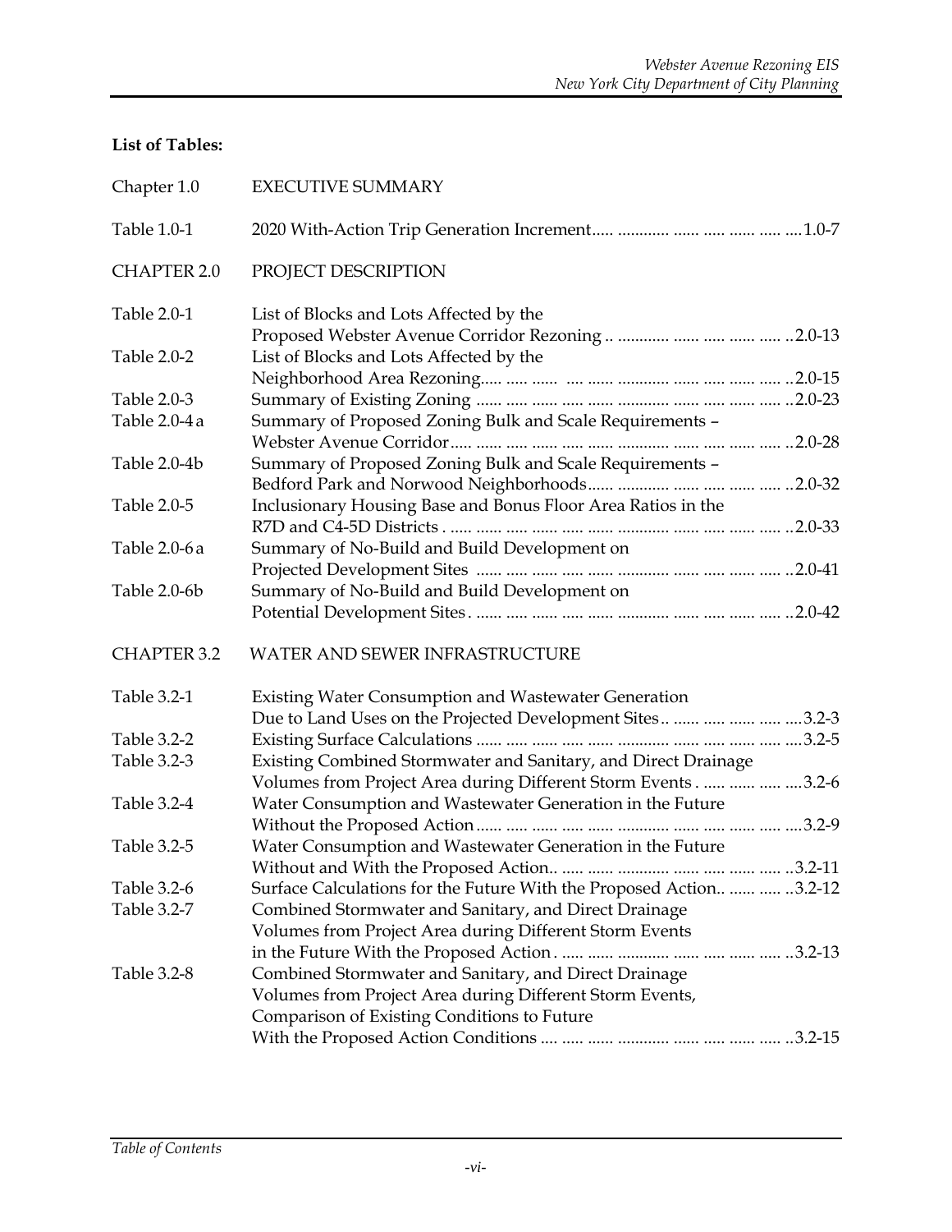**List of Tables:**

| | | |
|---|---|---|
| Chapter 1.0 | EXECUTIVE SUMMARY | |
| Table 1.0-1 | 2020 With-Action Trip Generation Increment | 1.0-7 |
| CHAPTER 2.0 | PROJECT DESCRIPTION | |
| Table 2.0-1 | List of Blocks and Lots Affected by the Proposed Webster Avenue Corridor Rezoning | 2.0-13 |
| Table 2.0-2 | List of Blocks and Lots Affected by the Neighborhood Area Rezoning | 2.0-15 |
| Table 2.0-3 | Summary of Existing Zoning | 2.0-23 |
| Table 2.0-4a | Summary of Proposed Zoning Bulk and Scale Requirements – Webster Avenue Corridor | 2.0-28 |
| Table 2.0-4b | Summary of Proposed Zoning Bulk and Scale Requirements – Bedford Park and Norwood Neighborhoods | 2.0-32 |
| Table 2.0-5 | Inclusionary Housing Base and Bonus Floor Area Ratios in the R7D and C4-5D Districts | 2.0-33 |
| Table 2.0-6a | Summary of No-Build and Build Development on Projected Development Sites | 2.0-41 |
| Table 2.0-6b | Summary of No-Build and Build Development on Potential Development Sites | 2.0-42 |
| CHAPTER 3.2 | WATER AND SEWER INFRASTRUCTURE | |
| Table 3.2-1 | Existing Water Consumption and Wastewater Generation Due to Land Uses on the Projected Development Sites | 3.2-3 |
| Table 3.2-2 | Existing Surface Calculations | 3.2-5 |
| Table 3.2-3 | Existing Combined Stormwater and Sanitary, and Direct Drainage Volumes from Project Area during Different Storm Events | 3.2-6 |
| Table 3.2-4 | Water Consumption and Wastewater Generation in the Future Without the Proposed Action | 3.2-9 |
| Table 3.2-5 | Water Consumption and Wastewater Generation in the Future Without and With the Proposed Action | 3.2-11 |
| Table 3.2-6 | Surface Calculations for the Future With the Proposed Action | 3.2-12 |
| Table 3.2-7 | Combined Stormwater and Sanitary, and Direct Drainage Volumes from Project Area during Different Storm Events in the Future With the Proposed Action | 3.2-13 |
| Table 3.2-8 | Combined Stormwater and Sanitary, and Direct Drainage Volumes from Project Area during Different Storm Events, Comparison of Existing Conditions to Future With the Proposed Action Conditions | 3.2-15 |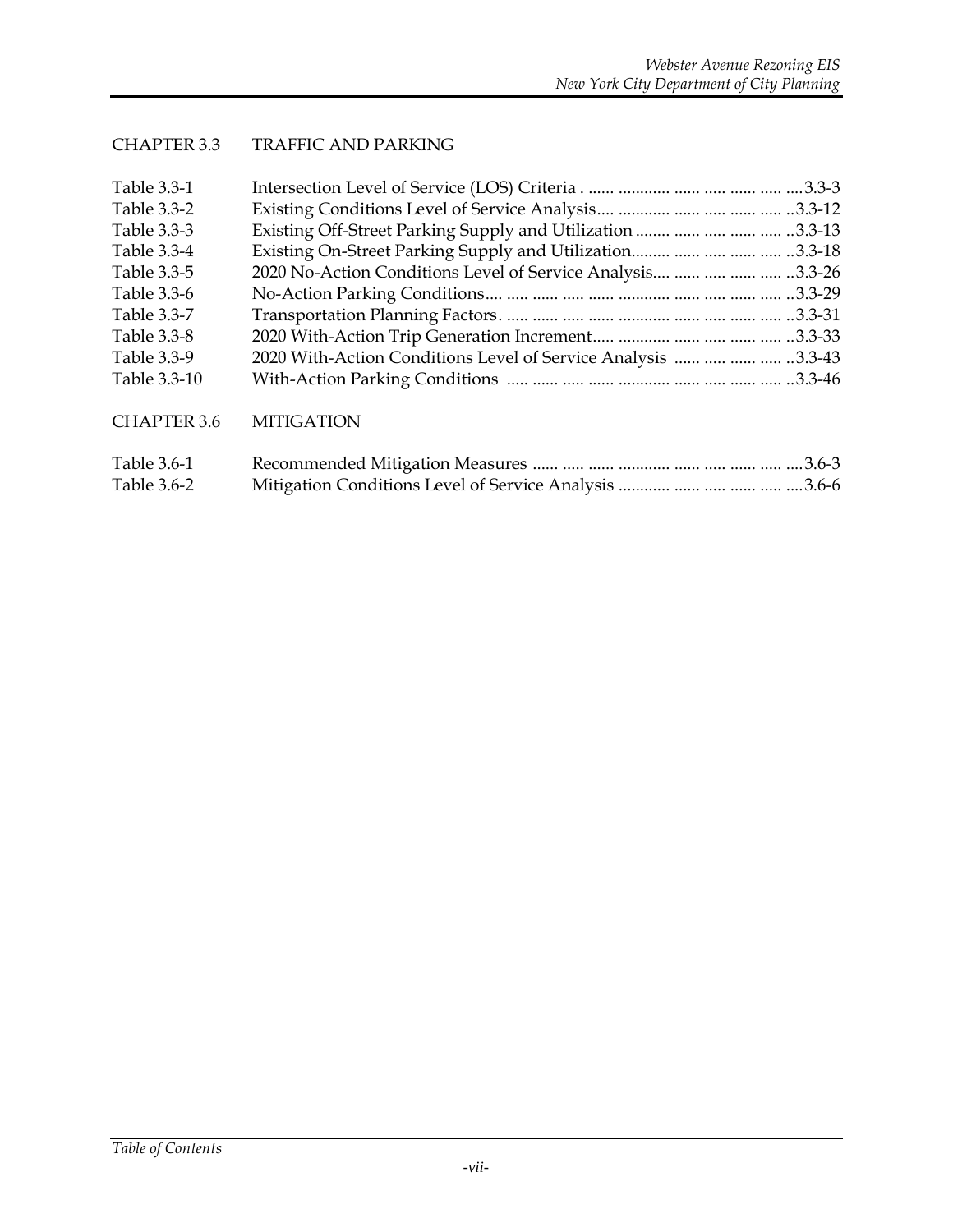## CHAPTER 3.3 TRAFFIC AND PARKING

| | | |
|---|---|---|
| Table 3.3-1 | Intersection Level of Service (LOS) Criteria | 3.3-3 |
| Table 3.3-2 | Existing Conditions Level of Service Analysis | 3.3-12 |
| Table 3.3-3 | Existing Off-Street Parking Supply and Utilization | 3.3-13 |
| Table 3.3-4 | Existing On-Street Parking Supply and Utilization | 3.3-18 |
| Table 3.3-5 | 2020 No-Action Conditions Level of Service Analysis | 3.3-26 |
| Table 3.3-6 | No-Action Parking Conditions | 3.3-29 |
| Table 3.3-7 | Transportation Planning Factors | 3.3-31 |
| Table 3.3-8 | 2020 With-Action Trip Generation Increment | 3.3-33 |
| Table 3.3-9 | 2020 With-Action Conditions Level of Service Analysis | 3.3-43 |
| Table 3.3-10 | With-Action Parking Conditions | 3.3-46 |

## CHAPTER 3.6 MITIGATION

| | | |
|---|---|---|
| Table 3.6-1 | Recommended Mitigation Measures | 3.6-3 |
| Table 3.6-2 | Mitigation Conditions Level of Service Analysis | 3.6-6 |